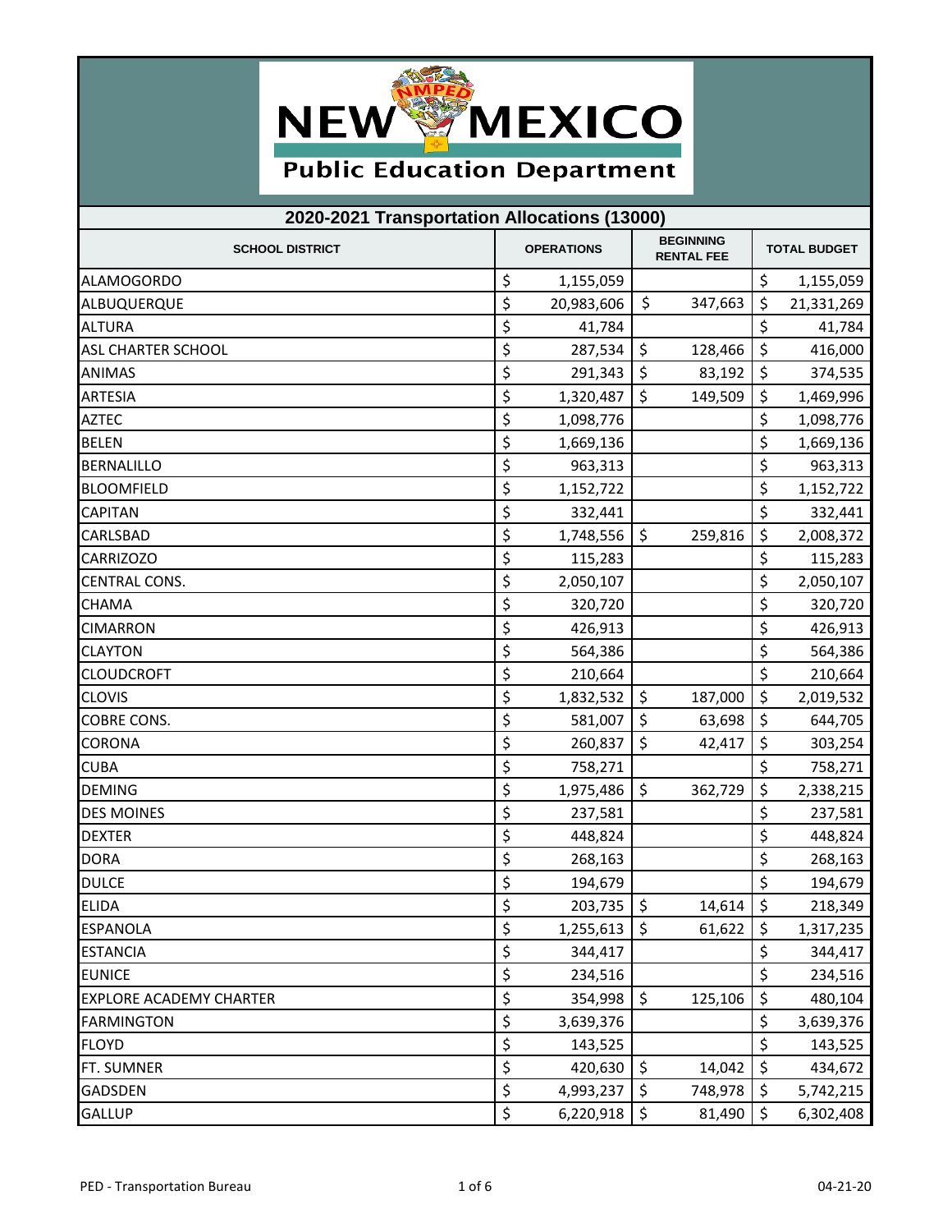# New Mexico Public Education Department

## 2020-2021 Transportation Allocations (13000)

| SCHOOL DISTRICT | OPERATIONS | BEGINNING RENTAL FEE | TOTAL BUDGET |
|---|---|---|---|
| ALAMOGORDO | $ 1,155,059 | | $ 1,155,059 |
| ALBUQUERQUE | $ 20,983,606 | $ 347,663 | $ 21,331,269 |
| ALTURA | $ 41,784 | | $ 41,784 |
| ASL CHARTER SCHOOL | $ 287,534 | $ 128,466 | $ 416,000 |
| ANIMAS | $ 291,343 | $ 83,192 | $ 374,535 |
| ARTESIA | $ 1,320,487 | $ 149,509 | $ 1,469,996 |
| AZTEC | $ 1,098,776 | | $ 1,098,776 |
| BELEN | $ 1,669,136 | | $ 1,669,136 |
| BERNALILLO | $ 963,313 | | $ 963,313 |
| BLOOMFIELD | $ 1,152,722 | | $ 1,152,722 |
| CAPITAN | $ 332,441 | | $ 332,441 |
| CARLSBAD | $ 1,748,556 | $ 259,816 | $ 2,008,372 |
| CARRIZOZO | $ 115,283 | | $ 115,283 |
| CENTRAL CONS. | $ 2,050,107 | | $ 2,050,107 |
| CHAMA | $ 320,720 | | $ 320,720 |
| CIMARRON | $ 426,913 | | $ 426,913 |
| CLAYTON | $ 564,386 | | $ 564,386 |
| CLOUDCROFT | $ 210,664 | | $ 210,664 |
| CLOVIS | $ 1,832,532 | $ 187,000 | $ 2,019,532 |
| COBRE CONS. | $ 581,007 | $ 63,698 | $ 644,705 |
| CORONA | $ 260,837 | $ 42,417 | $ 303,254 |
| CUBA | $ 758,271 | | $ 758,271 |
| DEMING | $ 1,975,486 | $ 362,729 | $ 2,338,215 |
| DES MOINES | $ 237,581 | | $ 237,581 |
| DEXTER | $ 448,824 | | $ 448,824 |
| DORA | $ 268,163 | | $ 268,163 |
| DULCE | $ 194,679 | | $ 194,679 |
| ELIDA | $ 203,735 | $ 14,614 | $ 218,349 |
| ESPANOLA | $ 1,255,613 | $ 61,622 | $ 1,317,235 |
| ESTANCIA | $ 344,417 | | $ 344,417 |
| EUNICE | $ 234,516 | | $ 234,516 |
| EXPLORE ACADEMY CHARTER | $ 354,998 | $ 125,106 | $ 480,104 |
| FARMINGTON | $ 3,639,376 | | $ 3,639,376 |
| FLOYD | $ 143,525 | | $ 143,525 |
| FT. SUMNER | $ 420,630 | $ 14,042 | $ 434,672 |
| GADSDEN | $ 4,993,237 | $ 748,978 | $ 5,742,215 |
| GALLUP | $ 6,220,918 | $ 81,490 | $ 6,302,408 |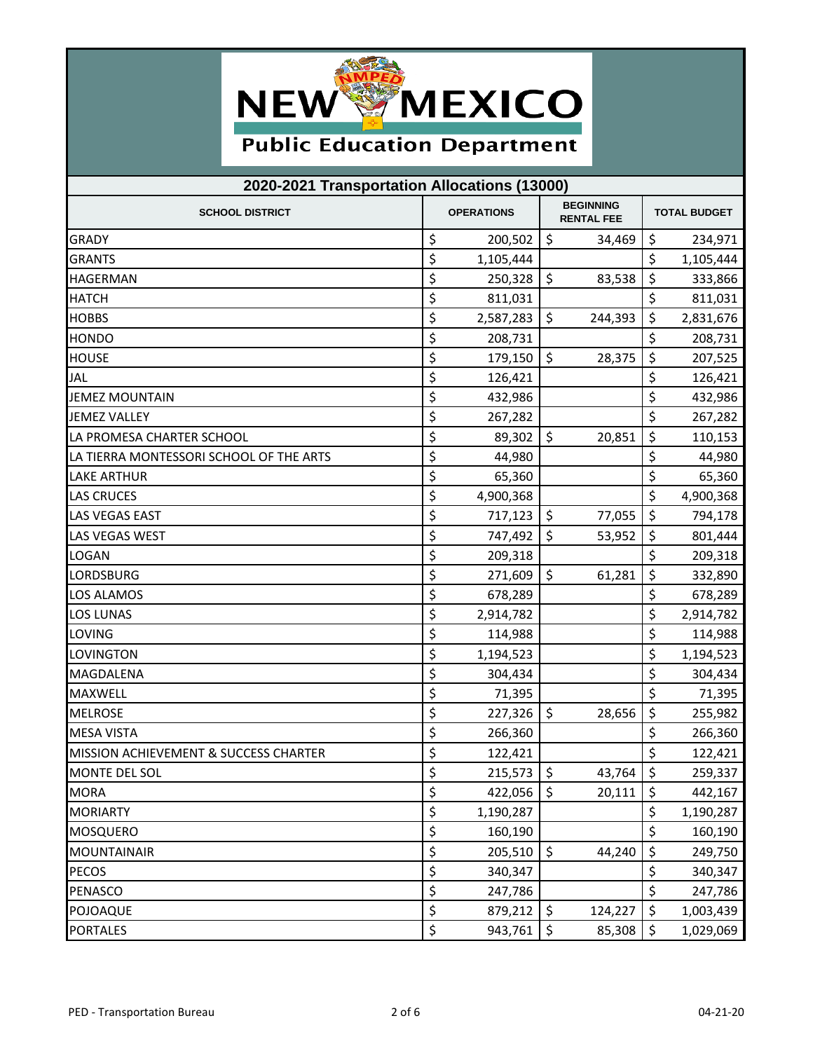# New Mexico Public Education Department

## 2020-2021 Transportation Allocations (13000)

| SCHOOL DISTRICT | OPERATIONS | BEGINNING RENTAL FEE | TOTAL BUDGET |
|---|---|---|---|
| GRADY | $ 200,502 | $ 34,469 | $ 234,971 |
| GRANTS | $ 1,105,444 | | $ 1,105,444 |
| HAGERMAN | $ 250,328 | $ 83,538 | $ 333,866 |
| HATCH | $ 811,031 | | $ 811,031 |
| HOBBS | $ 2,587,283 | $ 244,393 | $ 2,831,676 |
| HONDO | $ 208,731 | | $ 208,731 |
| HOUSE | $ 179,150 | $ 28,375 | $ 207,525 |
| JAL | $ 126,421 | | $ 126,421 |
| JEMEZ MOUNTAIN | $ 432,986 | | $ 432,986 |
| JEMEZ VALLEY | $ 267,282 | | $ 267,282 |
| LA PROMESA CHARTER SCHOOL | $ 89,302 | $ 20,851 | $ 110,153 |
| LA TIERRA MONTESSORI SCHOOL OF THE ARTS | $ 44,980 | | $ 44,980 |
| LAKE ARTHUR | $ 65,360 | | $ 65,360 |
| LAS CRUCES | $ 4,900,368 | | $ 4,900,368 |
| LAS VEGAS EAST | $ 717,123 | $ 77,055 | $ 794,178 |
| LAS VEGAS WEST | $ 747,492 | $ 53,952 | $ 801,444 |
| LOGAN | $ 209,318 | | $ 209,318 |
| LORDSBURG | $ 271,609 | $ 61,281 | $ 332,890 |
| LOS ALAMOS | $ 678,289 | | $ 678,289 |
| LOS LUNAS | $ 2,914,782 | | $ 2,914,782 |
| LOVING | $ 114,988 | | $ 114,988 |
| LOVINGTON | $ 1,194,523 | | $ 1,194,523 |
| MAGDALENA | $ 304,434 | | $ 304,434 |
| MAXWELL | $ 71,395 | | $ 71,395 |
| MELROSE | $ 227,326 | $ 28,656 | $ 255,982 |
| MESA VISTA | $ 266,360 | | $ 266,360 |
| MISSION ACHIEVEMENT & SUCCESS CHARTER | $ 122,421 | | $ 122,421 |
| MONTE DEL SOL | $ 215,573 | $ 43,764 | $ 259,337 |
| MORA | $ 422,056 | $ 20,111 | $ 442,167 |
| MORIARTY | $ 1,190,287 | | $ 1,190,287 |
| MOSQUERO | $ 160,190 | | $ 160,190 |
| MOUNTAINAIR | $ 205,510 | $ 44,240 | $ 249,750 |
| PECOS | $ 340,347 | | $ 340,347 |
| PENASCO | $ 247,786 | | $ 247,786 |
| POJOAQUE | $ 879,212 | $ 124,227 | $ 1,003,439 |
| PORTALES | $ 943,761 | $ 85,308 | $ 1,029,069 |

PED - Transportation Bureau 04-21-20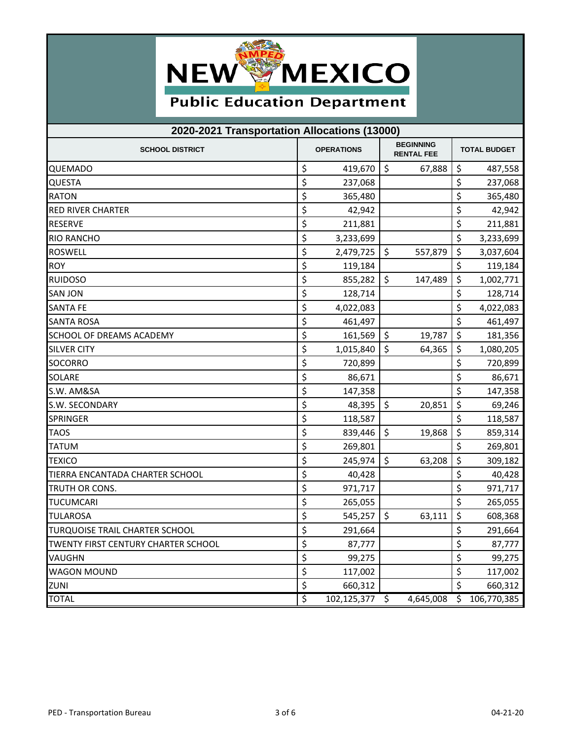# New Mexico Public Education Department

## 2020-2021 Transportation Allocations (13000)

| SCHOOL DISTRICT | OPERATIONS | BEGINNING RENTAL FEE | TOTAL BUDGET |
|---|---|---|---|
| QUEMADO | $ 419,670 | $ 67,888 | $ 487,558 |
| QUESTA | $ 237,068 | | $ 237,068 |
| RATON | $ 365,480 | | $ 365,480 |
| RED RIVER CHARTER | $ 42,942 | | $ 42,942 |
| RESERVE | $ 211,881 | | $ 211,881 |
| RIO RANCHO | $ 3,233,699 | | $ 3,233,699 |
| ROSWELL | $ 2,479,725 | $ 557,879 | $ 3,037,604 |
| ROY | $ 119,184 | | $ 119,184 |
| RUIDOSO | $ 855,282 | $ 147,489 | $ 1,002,771 |
| SAN JON | $ 128,714 | | $ 128,714 |
| SANTA FE | $ 4,022,083 | | $ 4,022,083 |
| SANTA ROSA | $ 461,497 | | $ 461,497 |
| SCHOOL OF DREAMS ACADEMY | $ 161,569 | $ 19,787 | $ 181,356 |
| SILVER CITY | $ 1,015,840 | $ 64,365 | $ 1,080,205 |
| SOCORRO | $ 720,899 | | $ 720,899 |
| SOLARE | $ 86,671 | | $ 86,671 |
| S.W. AM&SA | $ 147,358 | | $ 147,358 |
| S.W. SECONDARY | $ 48,395 | $ 20,851 | $ 69,246 |
| SPRINGER | $ 118,587 | | $ 118,587 |
| TAOS | $ 839,446 | $ 19,868 | $ 859,314 |
| TATUM | $ 269,801 | | $ 269,801 |
| TEXICO | $ 245,974 | $ 63,208 | $ 309,182 |
| TIERRA ENCANTADA CHARTER SCHOOL | $ 40,428 | | $ 40,428 |
| TRUTH OR CONS. | $ 971,717 | | $ 971,717 |
| TUCUMCARI | $ 265,055 | | $ 265,055 |
| TULAROSA | $ 545,257 | $ 63,111 | $ 608,368 |
| TURQUOISE TRAIL CHARTER SCHOOL | $ 291,664 | | $ 291,664 |
| TWENTY FIRST CENTURY CHARTER SCHOOL | $ 87,777 | | $ 87,777 |
| VAUGHN | $ 99,275 | | $ 99,275 |
| WAGON MOUND | $ 117,002 | | $ 117,002 |
| ZUNI | $ 660,312 | | $ 660,312 |
| TOTAL | $ 102,125,377 | $ 4,645,008 | $ 106,770,385 |